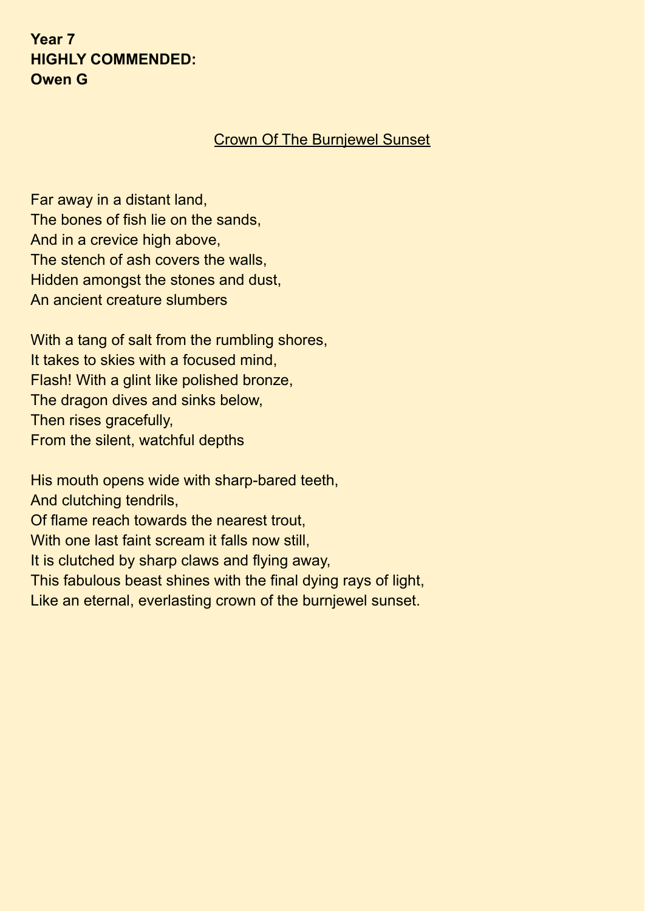**Year 7**
**HIGHLY COMMENDED:**
**Owen G**

## Crown Of The Burnjewel Sunset

Far away in a distant land,
The bones of fish lie on the sands,
And in a crevice high above,
The stench of ash covers the walls,
Hidden amongst the stones and dust,
An ancient creature slumbers

With a tang of salt from the rumbling shores,
It takes to skies with a focused mind,
Flash! With a glint like polished bronze,
The dragon dives and sinks below,
Then rises gracefully,
From the silent, watchful depths

His mouth opens wide with sharp-bared teeth,
And clutching tendrils,
Of flame reach towards the nearest trout,
With one last faint scream it falls now still,
It is clutched by sharp claws and flying away,
This fabulous beast shines with the final dying rays of light,
Like an eternal, everlasting crown of the burnjewel sunset.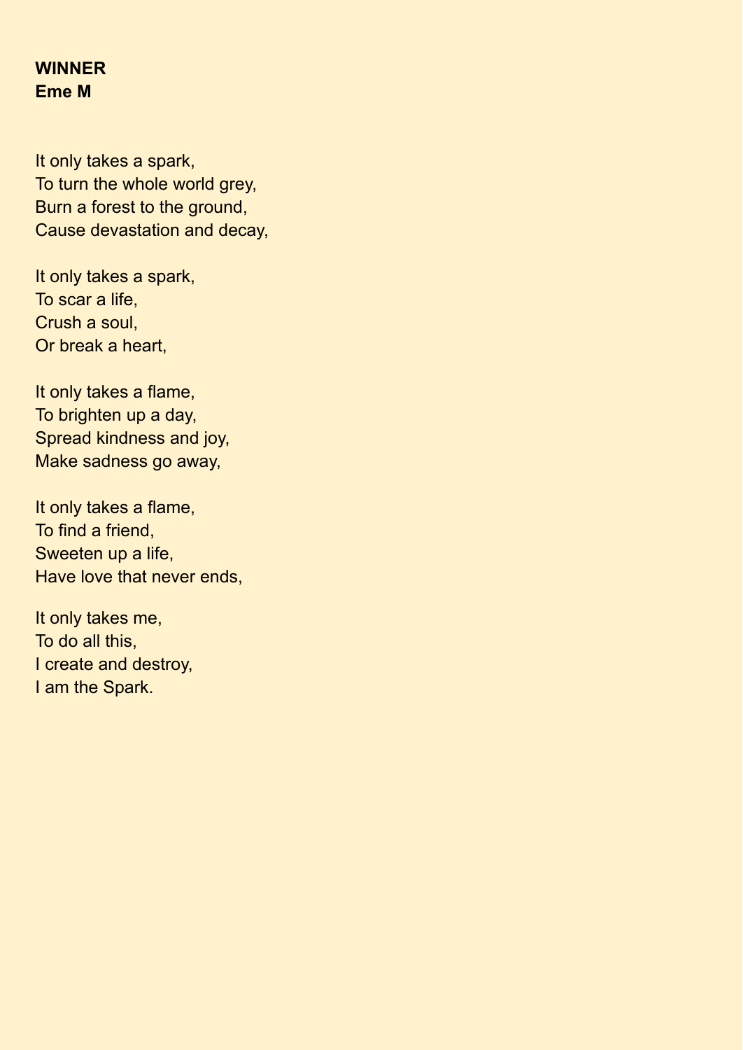**WINNER**
**Eme M**

It only takes a spark,
To turn the whole world grey,
Burn a forest to the ground,
Cause devastation and decay,

It only takes a spark,
To scar a life,
Crush a soul,
Or break a heart,

It only takes a flame,
To brighten up a day,
Spread kindness and joy,
Make sadness go away,

It only takes a flame,
To find a friend,
Sweeten up a life,
Have love that never ends,

It only takes me,
To do all this,
I create and destroy,
I am the Spark.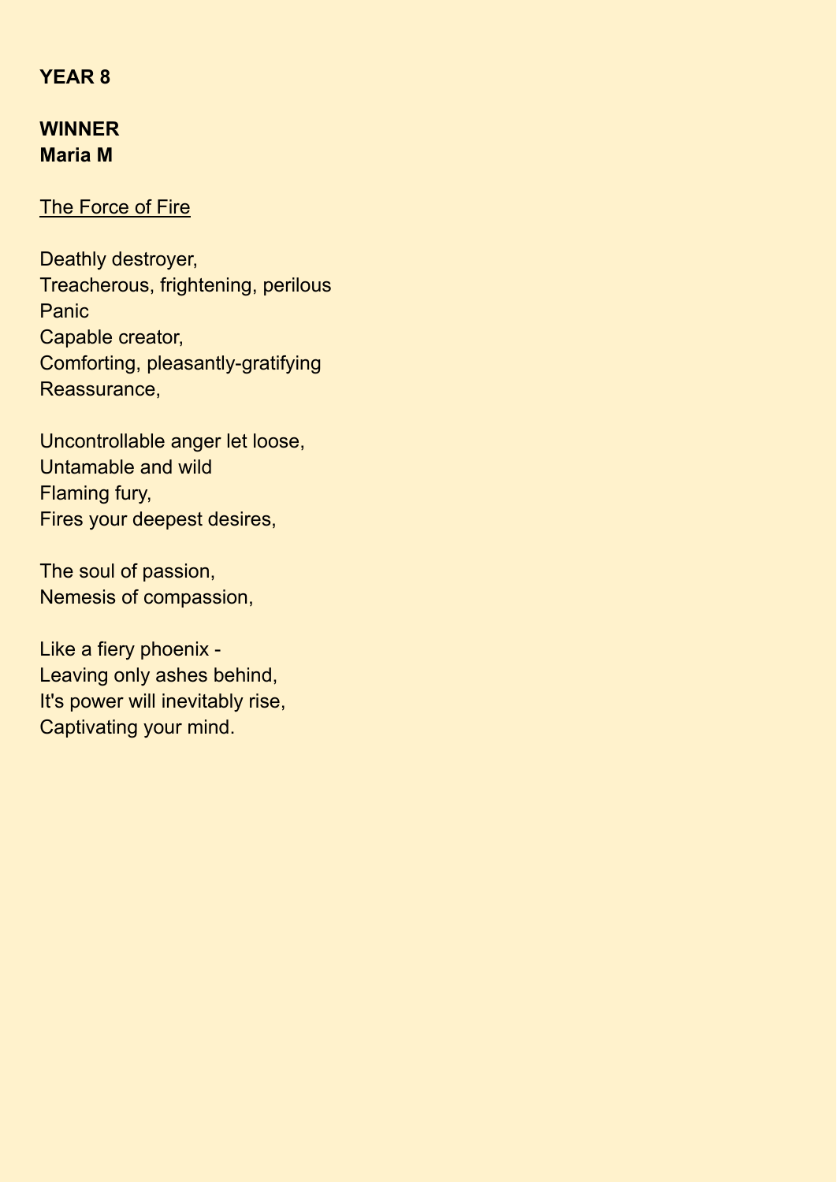**YEAR 8**

**WINNER**
**Maria M**

<u>The Force of Fire</u>

Deathly destroyer,
Treacherous, frightening, perilous
Panic
Capable creator,
Comforting, pleasantly-gratifying
Reassurance,

Uncontrollable anger let loose,
Untamable and wild
Flaming fury,
Fires your deepest desires,

The soul of passion,
Nemesis of compassion,

Like a fiery phoenix -
Leaving only ashes behind,
It's power will inevitably rise,
Captivating your mind.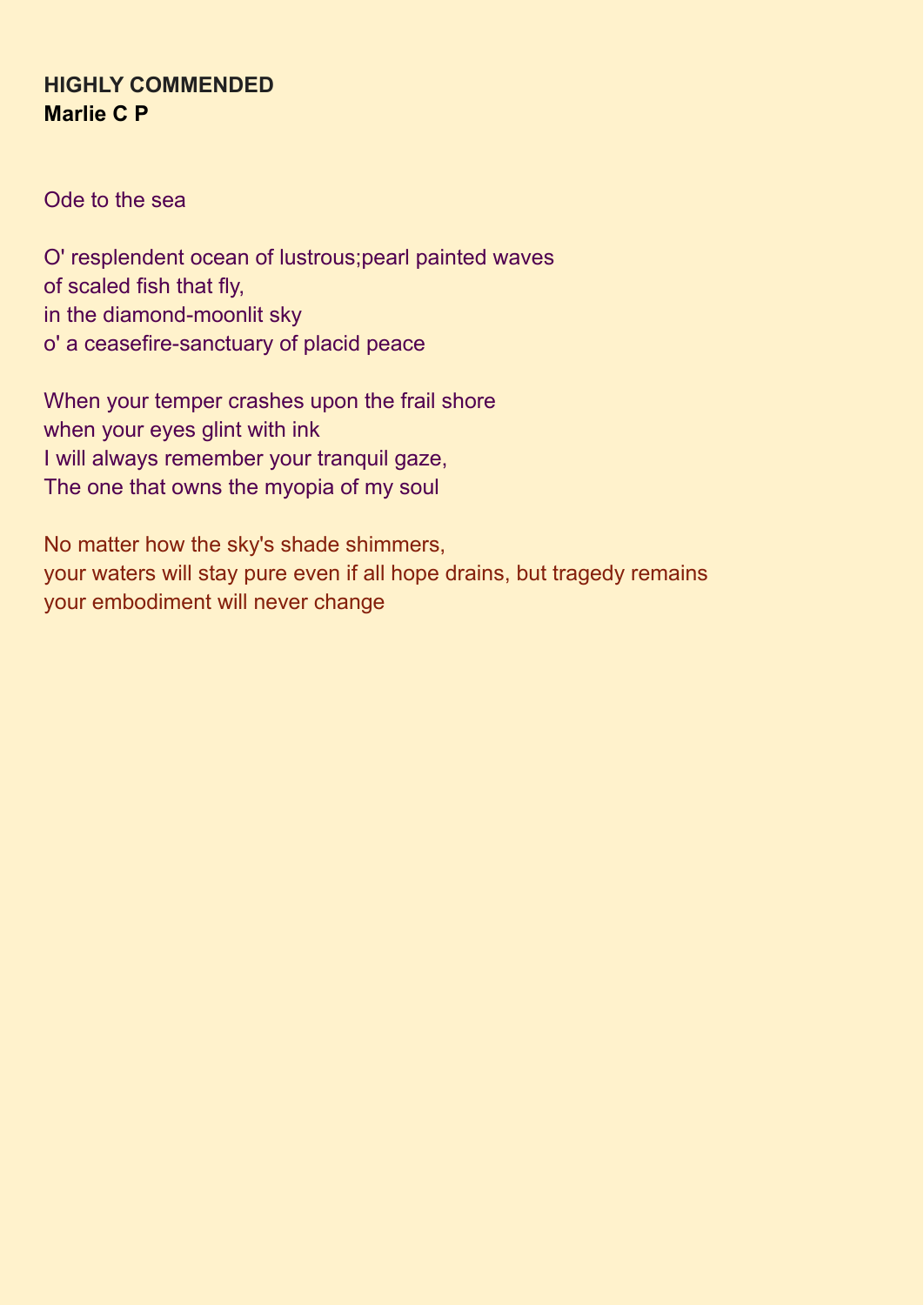**HIGHLY COMMENDED**
**Marlie C P**

Ode to the sea

O' resplendent ocean of lustrous;pearl painted waves
of scaled fish that fly,
in the diamond-moonlit sky
o' a ceasefire-sanctuary of placid peace

When your temper crashes upon the frail shore
when your eyes glint with ink
I will always remember your tranquil gaze,
The one that owns the myopia of my soul

No matter how the sky's shade shimmers,
your waters will stay pure even if all hope drains, but tragedy remains
your embodiment will never change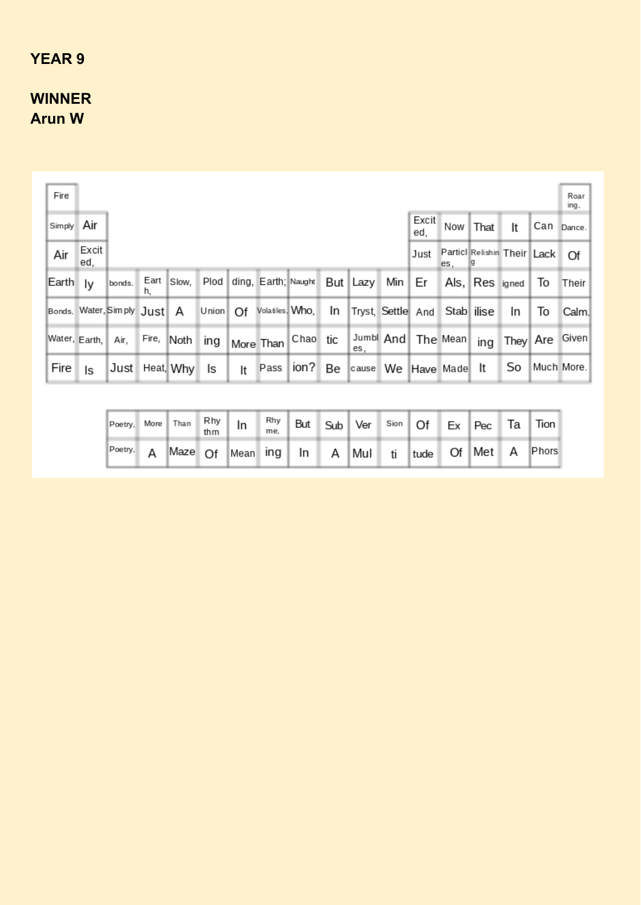**YEAR 9**

**WINNER**
**Arun W**

| Fire | | | | | | | | | | | | | | | | | Roar ing, |
|---|---|---|---|---|---|---|---|---|---|---|---|---|---|---|---|---|---|
| Simply | Air | | | | | | | | | | | Excit ed, | Now | That | It | Can | Dance. |
| Air | Excit ed, | | | | | | | | | | | Just | Particl es, | Relishin g | Their | Lack | Of |
| Earth | ly | bonds. | Eart h, | Slow, | Plod | ding, | Earth; | Naught | But | Lazy | Min | Er | Als, | Res | igned | To | Their |
| Bonds. | Water, | Simply | Just | A | Union | Of | Volatiles. | Who, | In | Tryst, | Settle | And | Stab | ilise | In | To | Calm. |
| Water, | Earth, | Air, | Fire, | Noth | ing | More | Than | Chao | tic | Jumbl es, | And | The | Mean | ing | They | Are | Given |
| Fire | Is | Just | Heat, | Why | Is | It | Pass | ion? | Be | cause | We | Have | Made | It | So | Much | More. |
| | | | | | | | | | | | | | | | | | |
| | | Poetry. | More | Than | Rhy thm | In | Rhy me, | But | Sub | Ver | Sion | Of | Ex | Pec | Ta | Tion | |
| | | Poetry. | A | Maze | Of | Mean | ing | In | A | Mul | ti | tude | Of | Met | A | Phors | |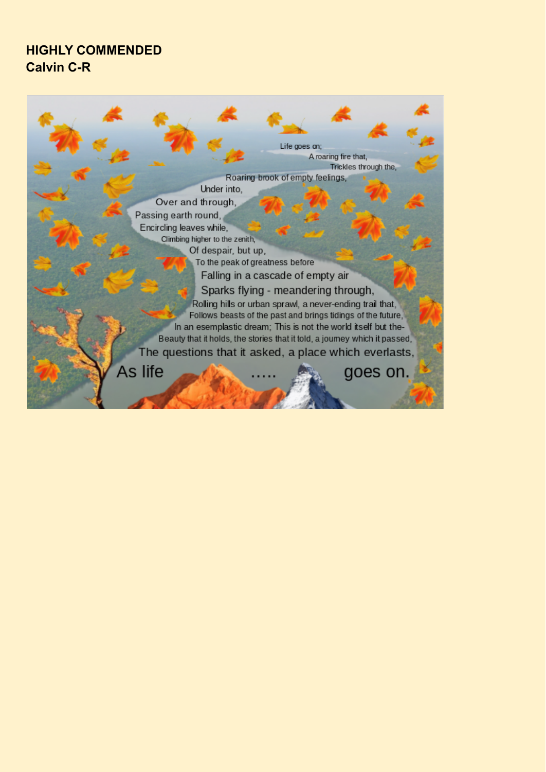**HIGHLY COMMENDED**
**Calvin C-R**

Life goes on;
A roaring fire that,
Trickles through the,
Roaring brook of empty feelings,
Under into,
Over and through,
Passing earth round,
Encircling leaves while,
Climbing higher to the zenith,
Of despair, but up,
To the peak of greatness before
Falling in a cascade of empty air
Sparks flying - meandering through,
Rolling hills or urban sprawl, a never-ending trail that,
Follows beasts of the past and brings tidings of the future,
In an esemplastic dream; This is not the world itself but the-
Beauty that it holds, the stories that it told, a journey which it passed,
The questions that it asked, a place which everlasts,
As life ..... goes on.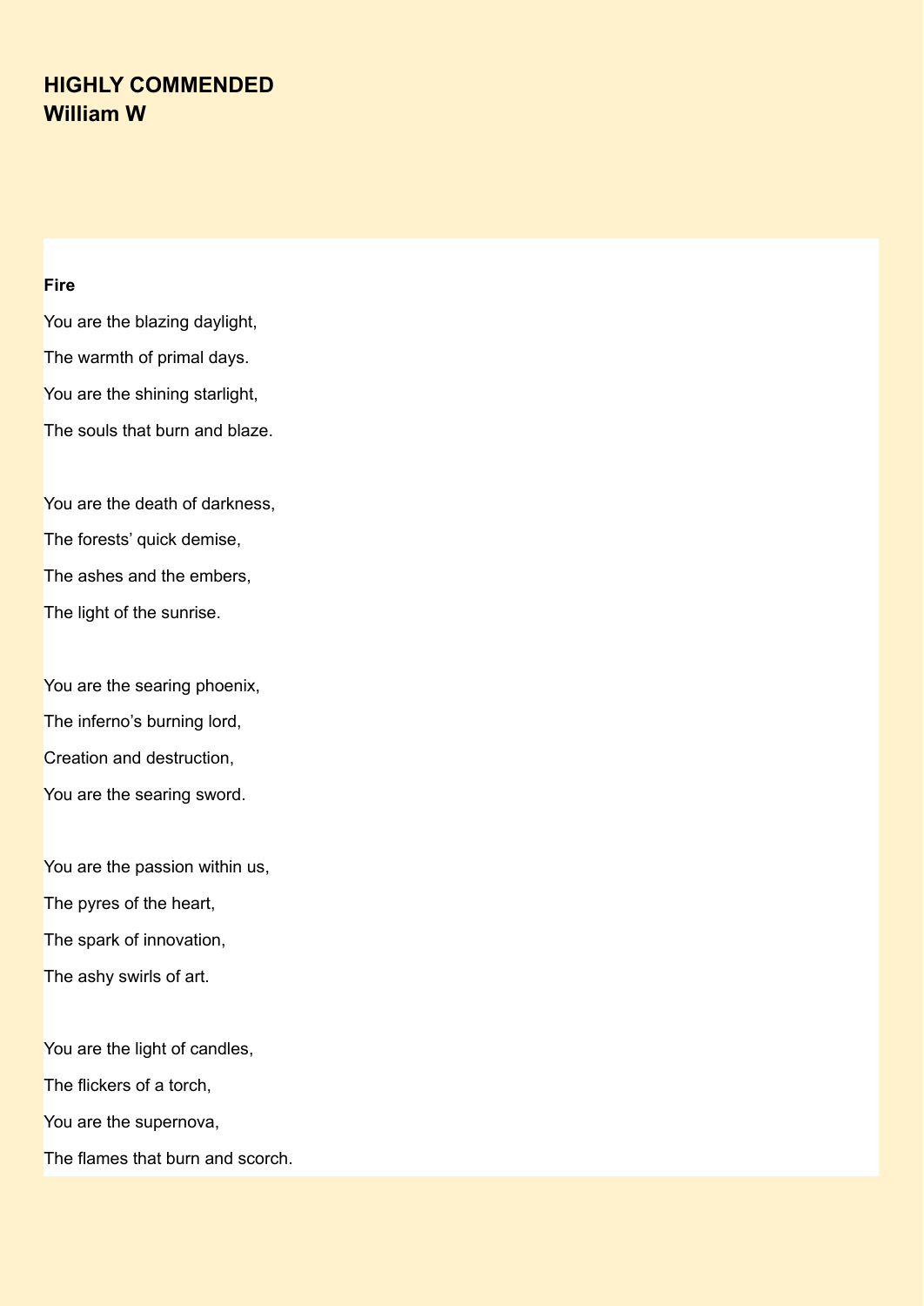## HIGHLY COMMENDED
## William W

**Fire**

You are the blazing daylight,

The warmth of primal days.

You are the shining starlight,

The souls that burn and blaze.

You are the death of darkness,

The forests' quick demise,

The ashes and the embers,

The light of the sunrise.

You are the searing phoenix,

The inferno's burning lord,

Creation and destruction,

You are the searing sword.

You are the passion within us,

The pyres of the heart,

The spark of innovation,

The ashy swirls of art.

You are the light of candles,

The flickers of a torch,

You are the supernova,

The flames that burn and scorch.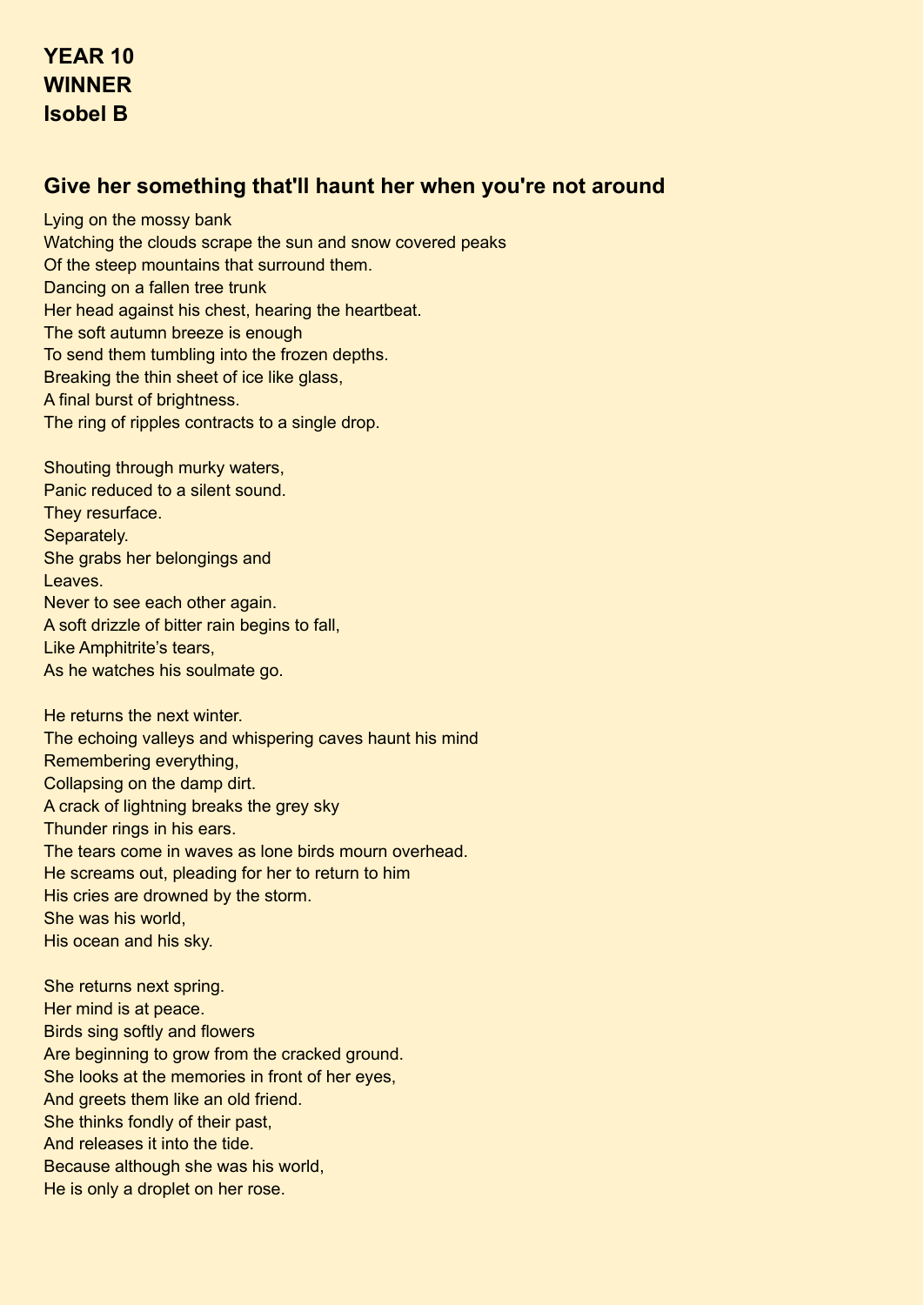**YEAR 10**
**WINNER**
**Isobel B**

## Give her something that'll haunt her when you're not around

Lying on the mossy bank
Watching the clouds scrape the sun and snow covered peaks
Of the steep mountains that surround them.
Dancing on a fallen tree trunk
Her head against his chest, hearing the heartbeat.
The soft autumn breeze is enough
To send them tumbling into the frozen depths.
Breaking the thin sheet of ice like glass,
A final burst of brightness.
The ring of ripples contracts to a single drop.

Shouting through murky waters,
Panic reduced to a silent sound.
They resurface.
Separately.
She grabs her belongings and
Leaves.
Never to see each other again.
A soft drizzle of bitter rain begins to fall,
Like Amphitrite's tears,
As he watches his soulmate go.

He returns the next winter.
The echoing valleys and whispering caves haunt his mind
Remembering everything,
Collapsing on the damp dirt.
A crack of lightning breaks the grey sky
Thunder rings in his ears.
The tears come in waves as lone birds mourn overhead.
He screams out, pleading for her to return to him
His cries are drowned by the storm.
She was his world,
His ocean and his sky.

She returns next spring.
Her mind is at peace.
Birds sing softly and flowers
Are beginning to grow from the cracked ground.
She looks at the memories in front of her eyes,
And greets them like an old friend.
She thinks fondly of their past,
And releases it into the tide.
Because although she was his world,
He is only a droplet on her rose.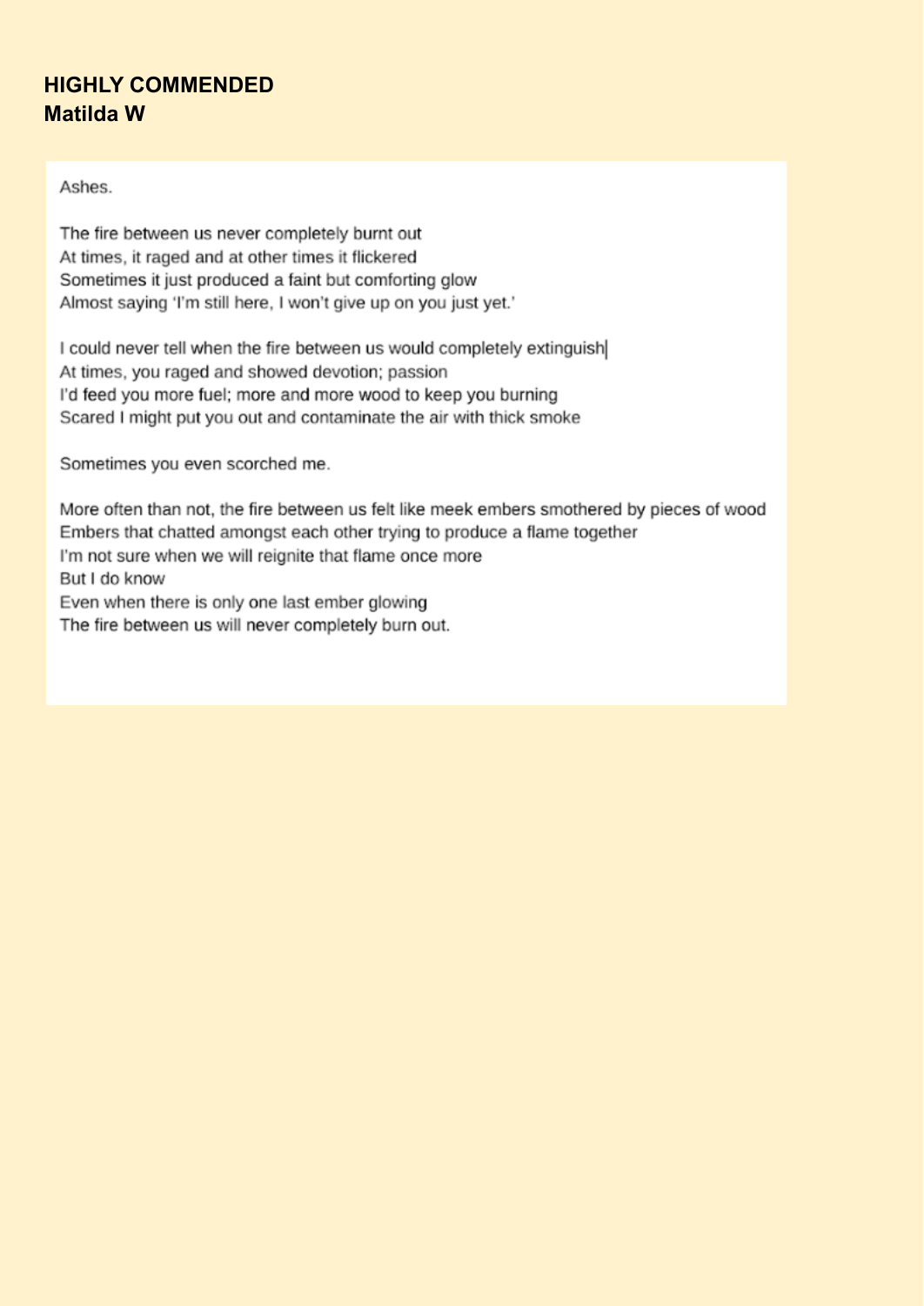**HIGHLY COMMENDED**
**Matilda W**

Ashes.

The fire between us never completely burnt out
At times, it raged and at other times it flickered
Sometimes it just produced a faint but comforting glow
Almost saying 'I'm still here, I won't give up on you just yet.'

I could never tell when the fire between us would completely extinguish
At times, you raged and showed devotion; passion
I'd feed you more fuel; more and more wood to keep you burning
Scared I might put you out and contaminate the air with thick smoke

Sometimes you even scorched me.

More often than not, the fire between us felt like meek embers smothered by pieces of wood
Embers that chatted amongst each other trying to produce a flame together
I'm not sure when we will reignite that flame once more
But I do know
Even when there is only one last ember glowing
The fire between us will never completely burn out.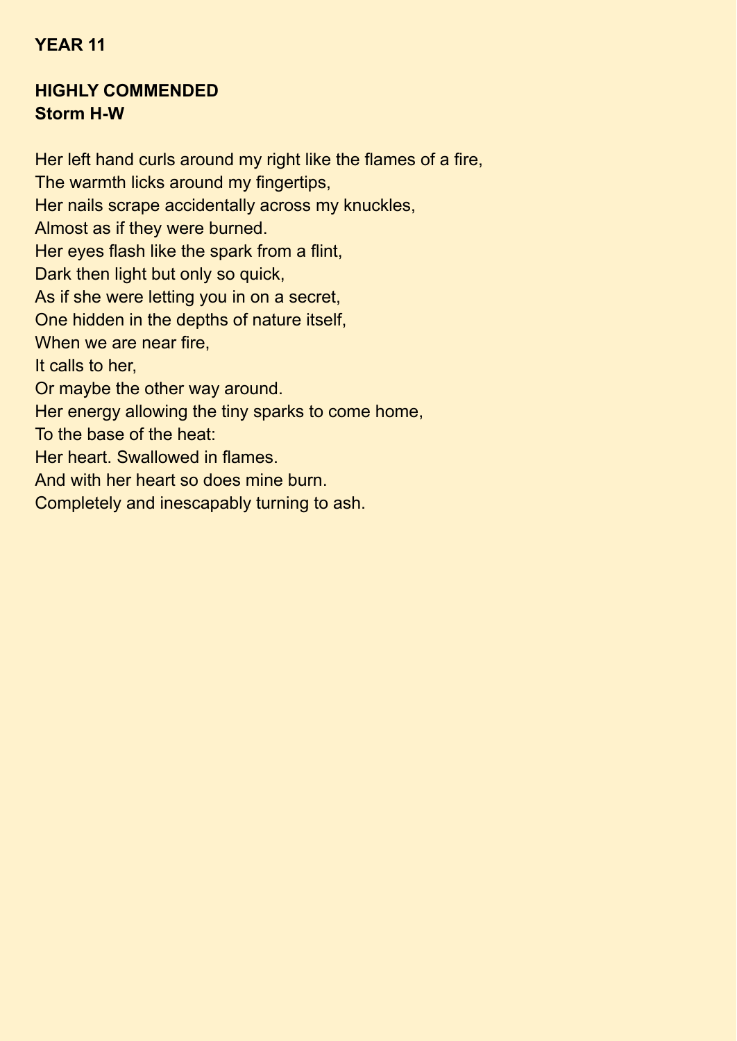**YEAR 11**

**HIGHLY COMMENDED**
**Storm H-W**

Her left hand curls around my right like the flames of a fire,
The warmth licks around my fingertips,
Her nails scrape accidentally across my knuckles,
Almost as if they were burned.
Her eyes flash like the spark from a flint,
Dark then light but only so quick,
As if she were letting you in on a secret,
One hidden in the depths of nature itself,
When we are near fire,
It calls to her,
Or maybe the other way around.
Her energy allowing the tiny sparks to come home,
To the base of the heat:
Her heart. Swallowed in flames.
And with her heart so does mine burn.
Completely and inescapably turning to ash.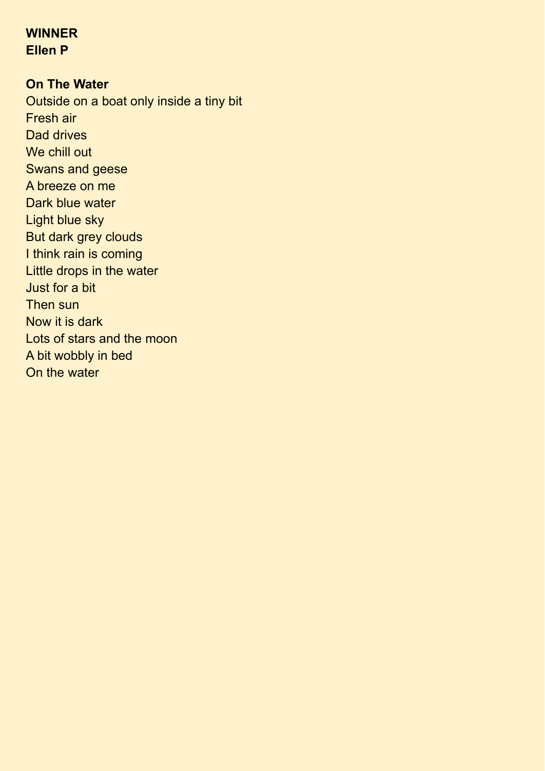**WINNER**
**Ellen P**

**On The Water**

Outside on a boat only inside a tiny bit
Fresh air
Dad drives
We chill out
Swans and geese
A breeze on me
Dark blue water
Light blue sky
But dark grey clouds
I think rain is coming
Little drops in the water
Just for a bit
Then sun
Now it is dark
Lots of stars and the moon
A bit wobbly in bed
On the water